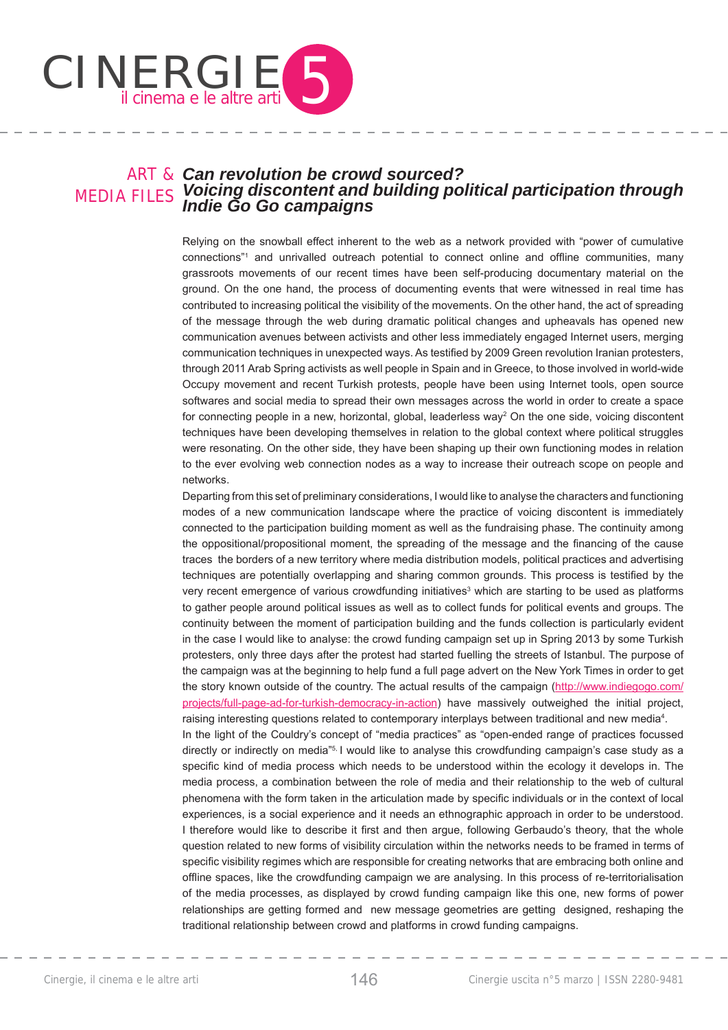ART & MEDIA FILES

# *Can revolution be crowd sourced?*
## *Voicing discontent and building political participation through Indie Go Go campaigns*

Relying on the snowball effect inherent to the web as a network provided with "power of cumulative connections"[1] and unrivalled outreach potential to connect online and offline communities, many grassroots movements of our recent times have been self-producing documentary material on the ground. On the one hand, the process of documenting events that were witnessed in real time has contributed to increasing political the visibility of the movements. On the other hand, the act of spreading of the message through the web during dramatic political changes and upheavals has opened new communication avenues between activists and other less immediately engaged Internet users, merging communication techniques in unexpected ways. As testified by 2009 Green revolution Iranian protesters, through 2011 Arab Spring activists as well people in Spain and in Greece, to those involved in world-wide Occupy movement and recent Turkish protests, people have been using Internet tools, open source softwares and social media to spread their own messages across the world in order to create a space for connecting people in a new, horizontal, global, leaderless way[2] On the one side, voicing discontent techniques have been developing themselves in relation to the global context where political struggles were resonating. On the other side, they have been shaping up their own functioning modes in relation to the ever evolving web connection nodes as a way to increase their outreach scope on people and networks.

Departing from this set of preliminary considerations, I would like to analyse the characters and functioning modes of a new communication landscape where the practice of voicing discontent is immediately connected to the participation building moment as well as the fundraising phase. The continuity among the oppositional/propositional moment, the spreading of the message and the financing of the cause traces the borders of a new territory where media distribution models, political practices and advertising techniques are potentially overlapping and sharing common grounds. This process is testified by the very recent emergence of various crowdfunding initiatives[3] which are starting to be used as platforms to gather people around political issues as well as to collect funds for political events and groups. The continuity between the moment of participation building and the funds collection is particularly evident in the case I would like to analyse: the crowd funding campaign set up in Spring 2013 by some Turkish protesters, only three days after the protest had started fuelling the streets of Istanbul. The purpose of the campaign was at the beginning to help fund a full page advert on the New York Times in order to get the story known outside of the country. The actual results of the campaign (http://www.indiegogo.com/projects/full-page-ad-for-turkish-democracy-in-action) have massively outweighed the initial project, raising interesting questions related to contemporary interplays between traditional and new media[4].

In the light of the Couldry's concept of "media practices" as "open-ended range of practices focussed directly or indirectly on media"[5]. I would like to analyse this crowdfunding campaign's case study as a specific kind of media process which needs to be understood within the ecology it develops in. The media process, a combination between the role of media and their relationship to the web of cultural phenomena with the form taken in the articulation made by specific individuals or in the context of local experiences, is a social experience and it needs an ethnographic approach in order to be understood. I therefore would like to describe it first and then argue, following Gerbaudo's theory, that the whole question related to new forms of visibility circulation within the networks needs to be framed in terms of specific visibility regimes which are responsible for creating networks that are embracing both online and offline spaces, like the crowdfunding campaign we are analysing. In this process of re-territorialisation of the media processes, as displayed by crowd funding campaign like this one, new forms of power relationships are getting formed and new message geometries are getting designed, reshaping the traditional relationship between crowd and platforms in crowd funding campaigns.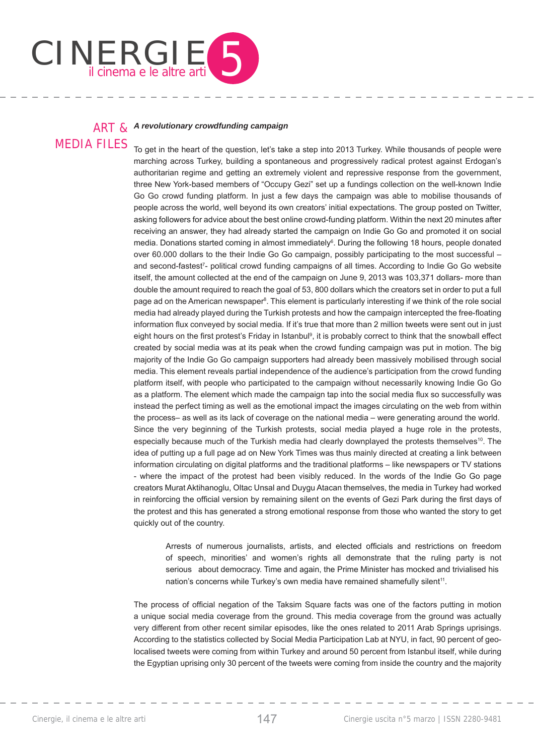### *A revolutionary crowdfunding campaign*

To get in the heart of the question, let's take a step into 2013 Turkey. While thousands of people were marching across Turkey, building a spontaneous and progressively radical protest against Erdogan's authoritarian regime and getting an extremely violent and repressive response from the government, three New York-based members of "Occupy Gezi" set up a fundings collection on the well-known Indie Go Go crowd funding platform. In just a few days the campaign was able to mobilise thousands of people across the world, well beyond its own creators' initial expectations. The group posted on Twitter, asking followers for advice about the best online crowd-funding platform. Within the next 20 minutes after receiving an answer, they had already started the campaign on Indie Go Go and promoted it on social media. Donations started coming in almost immediately[6]. During the following 18 hours, people donated over 60.000 dollars to the their Indie Go Go campaign, possibly participating to the most successful – and second-fastest[7]- political crowd funding campaigns of all times. According to Indie Go Go website itself, the amount collected at the end of the campaign on June 9, 2013 was 103,371 dollars- more than double the amount required to reach the goal of 53, 800 dollars which the creators set in order to put a full page ad on the American newspaper[8]. This element is particularly interesting if we think of the role social media had already played during the Turkish protests and how the campaign intercepted the free-floating information flux conveyed by social media. If it's true that more than 2 million tweets were sent out in just eight hours on the first protest's Friday in Istanbul[9], it is probably correct to think that the snowball effect created by social media was at its peak when the crowd funding campaign was put in motion. The big majority of the Indie Go Go campaign supporters had already been massively mobilised through social media. This element reveals partial independence of the audience's participation from the crowd funding platform itself, with people who participated to the campaign without necessarily knowing Indie Go Go as a platform. The element which made the campaign tap into the social media flux so successfully was instead the perfect timing as well as the emotional impact the images circulating on the web from within the process– as well as its lack of coverage on the national media – were generating around the world. Since the very beginning of the Turkish protests, social media played a huge role in the protests, especially because much of the Turkish media had clearly downplayed the protests themselves[10]. The idea of putting up a full page ad on New York Times was thus mainly directed at creating a link between information circulating on digital platforms and the traditional platforms – like newspapers or TV stations - where the impact of the protest had been visibly reduced. In the words of the Indie Go Go page creators Murat Aktihanoglu, Oltac Unsal and Duygu Atacan themselves, the media in Turkey had worked in reinforcing the official version by remaining silent on the events of Gezi Park during the first days of the protest and this has generated a strong emotional response from those who wanted the story to get quickly out of the country.

> Arrests of numerous journalists, artists, and elected officials and restrictions on freedom of speech, minorities' and women's rights all demonstrate that the ruling party is not serious about democracy. Time and again, the Prime Minister has mocked and trivialised his nation's concerns while Turkey's own media have remained shamefully silent[11].

The process of official negation of the Taksim Square facts was one of the factors putting in motion a unique social media coverage from the ground. This media coverage from the ground was actually very different from other recent similar episodes, like the ones related to 2011 Arab Springs uprisings. According to the statistics collected by Social Media Participation Lab at NYU, in fact, 90 percent of geo-localised tweets were coming from within Turkey and around 50 percent from Istanbul itself, while during the Egyptian uprising only 30 percent of the tweets were coming from inside the country and the majority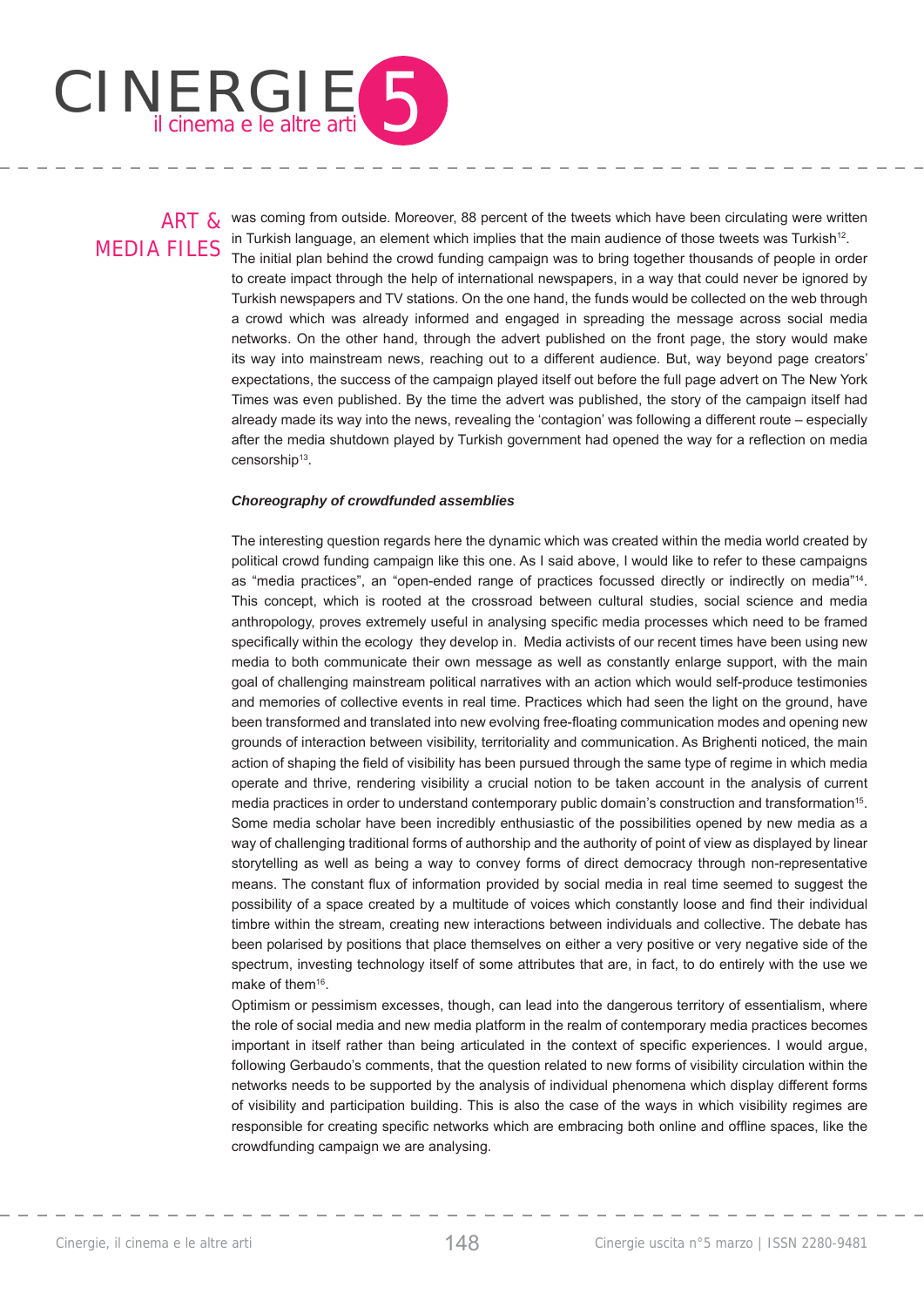was coming from outside. Moreover, 88 percent of the tweets which have been circulating were written in Turkish language, an element which implies that the main audience of those tweets was Turkish[12]. The initial plan behind the crowd funding campaign was to bring together thousands of people in order to create impact through the help of international newspapers, in a way that could never be ignored by Turkish newspapers and TV stations. On the one hand, the funds would be collected on the web through a crowd which was already informed and engaged in spreading the message across social media networks. On the other hand, through the advert published on the front page, the story would make its way into mainstream news, reaching out to a different audience. But, way beyond page creators' expectations, the success of the campaign played itself out before the full page advert on The New York Times was even published. By the time the advert was published, the story of the campaign itself had already made its way into the news, revealing the 'contagion' was following a different route – especially after the media shutdown played by Turkish government had opened the way for a reflection on media censorship[13].

### *Choreography of crowdfunded assemblies*

The interesting question regards here the dynamic which was created within the media world created by political crowd funding campaign like this one. As I said above, I would like to refer to these campaigns as "media practices", an "open-ended range of practices focussed directly or indirectly on media"[14]. This concept, which is rooted at the crossroad between cultural studies, social science and media anthropology, proves extremely useful in analysing specific media processes which need to be framed specifically within the ecology they develop in. Media activists of our recent times have been using new media to both communicate their own message as well as constantly enlarge support, with the main goal of challenging mainstream political narratives with an action which would self-produce testimonies and memories of collective events in real time. Practices which had seen the light on the ground, have been transformed and translated into new evolving free-floating communication modes and opening new grounds of interaction between visibility, territoriality and communication. As Brighenti noticed, the main action of shaping the field of visibility has been pursued through the same type of regime in which media operate and thrive, rendering visibility a crucial notion to be taken account in the analysis of current media practices in order to understand contemporary public domain's construction and transformation[15]. Some media scholar have been incredibly enthusiastic of the possibilities opened by new media as a way of challenging traditional forms of authorship and the authority of point of view as displayed by linear storytelling as well as being a way to convey forms of direct democracy through non-representative means. The constant flux of information provided by social media in real time seemed to suggest the possibility of a space created by a multitude of voices which constantly loose and find their individual timbre within the stream, creating new interactions between individuals and collective. The debate has been polarised by positions that place themselves on either a very positive or very negative side of the spectrum, investing technology itself of some attributes that are, in fact, to do entirely with the use we make of them[16].

Optimism or pessimism excesses, though, can lead into the dangerous territory of essentialism, where the role of social media and new media platform in the realm of contemporary media practices becomes important in itself rather than being articulated in the context of specific experiences. I would argue, following Gerbaudo's comments, that the question related to new forms of visibility circulation within the networks needs to be supported by the analysis of individual phenomena which display different forms of visibility and participation building. This is also the case of the ways in which visibility regimes are responsible for creating specific networks which are embracing both online and offline spaces, like the crowdfunding campaign we are analysing.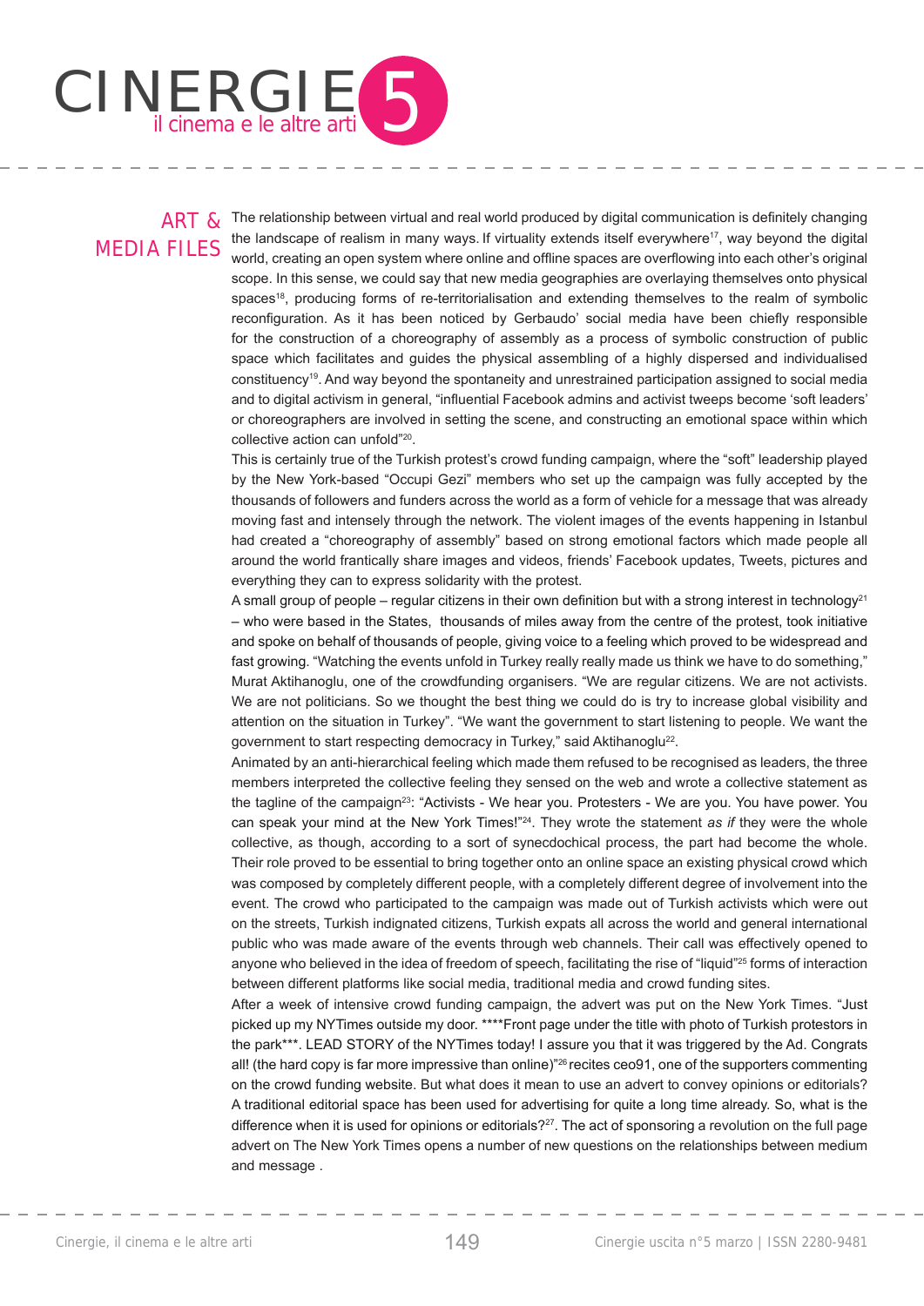The relationship between virtual and real world produced by digital communication is definitely changing the landscape of realism in many ways. If virtuality extends itself everywhere[17], way beyond the digital world, creating an open system where online and offline spaces are overflowing into each other's original scope. In this sense, we could say that new media geographies are overlaying themselves onto physical spaces[18], producing forms of re-territorialisation and extending themselves to the realm of symbolic reconfiguration. As it has been noticed by Gerbaudo' social media have been chiefly responsible for the construction of a choreography of assembly as a process of symbolic construction of public space which facilitates and guides the physical assembling of a highly dispersed and individualised constituency[19]. And way beyond the spontaneity and unrestrained participation assigned to social media and to digital activism in general, "influential Facebook admins and activist tweeps become 'soft leaders' or choreographers are involved in setting the scene, and constructing an emotional space within which collective action can unfold"[20].

This is certainly true of the Turkish protest's crowd funding campaign, where the "soft" leadership played by the New York-based "Occupi Gezi" members who set up the campaign was fully accepted by the thousands of followers and funders across the world as a form of vehicle for a message that was already moving fast and intensely through the network. The violent images of the events happening in Istanbul had created a "choreography of assembly" based on strong emotional factors which made people all around the world frantically share images and videos, friends' Facebook updates, Tweets, pictures and everything they can to express solidarity with the protest.

A small group of people – regular citizens in their own definition but with a strong interest in technology[21] – who were based in the States, thousands of miles away from the centre of the protest, took initiative and spoke on behalf of thousands of people, giving voice to a feeling which proved to be widespread and fast growing. "Watching the events unfold in Turkey really really made us think we have to do something," Murat Aktihanoglu, one of the crowdfunding organisers. "We are regular citizens. We are not activists. We are not politicians. So we thought the best thing we could do is try to increase global visibility and attention on the situation in Turkey". "We want the government to start listening to people. We want the government to start respecting democracy in Turkey," said Aktihanoglu[22].

Animated by an anti-hierarchical feeling which made them refused to be recognised as leaders, the three members interpreted the collective feeling they sensed on the web and wrote a collective statement as the tagline of the campaign[23]: "Activists - We hear you. Protesters - We are you. You have power. You can speak your mind at the New York Times!"[24]. They wrote the statement *as if* they were the whole collective, as though, according to a sort of synecdochical process, the part had become the whole. Their role proved to be essential to bring together onto an online space an existing physical crowd which was composed by completely different people, with a completely different degree of involvement into the event. The crowd who participated to the campaign was made out of Turkish activists which were out on the streets, Turkish indignated citizens, Turkish expats all across the world and general international public who was made aware of the events through web channels. Their call was effectively opened to anyone who believed in the idea of freedom of speech, facilitating the rise of "liquid"[25] forms of interaction between different platforms like social media, traditional media and crowd funding sites.

After a week of intensive crowd funding campaign, the advert was put on the New York Times. "Just picked up my NYTimes outside my door. ****Front page under the title with photo of Turkish protestors in the park***. LEAD STORY of the NYTimes today! I assure you that it was triggered by the Ad. Congrats all! (the hard copy is far more impressive than online)"[26] recites ceo91, one of the supporters commenting on the crowd funding website. But what does it mean to use an advert to convey opinions or editorials? A traditional editorial space has been used for advertising for quite a long time already. So, what is the difference when it is used for opinions or editorials?[27]. The act of sponsoring a revolution on the full page advert on The New York Times opens a number of new questions on the relationships between medium and message .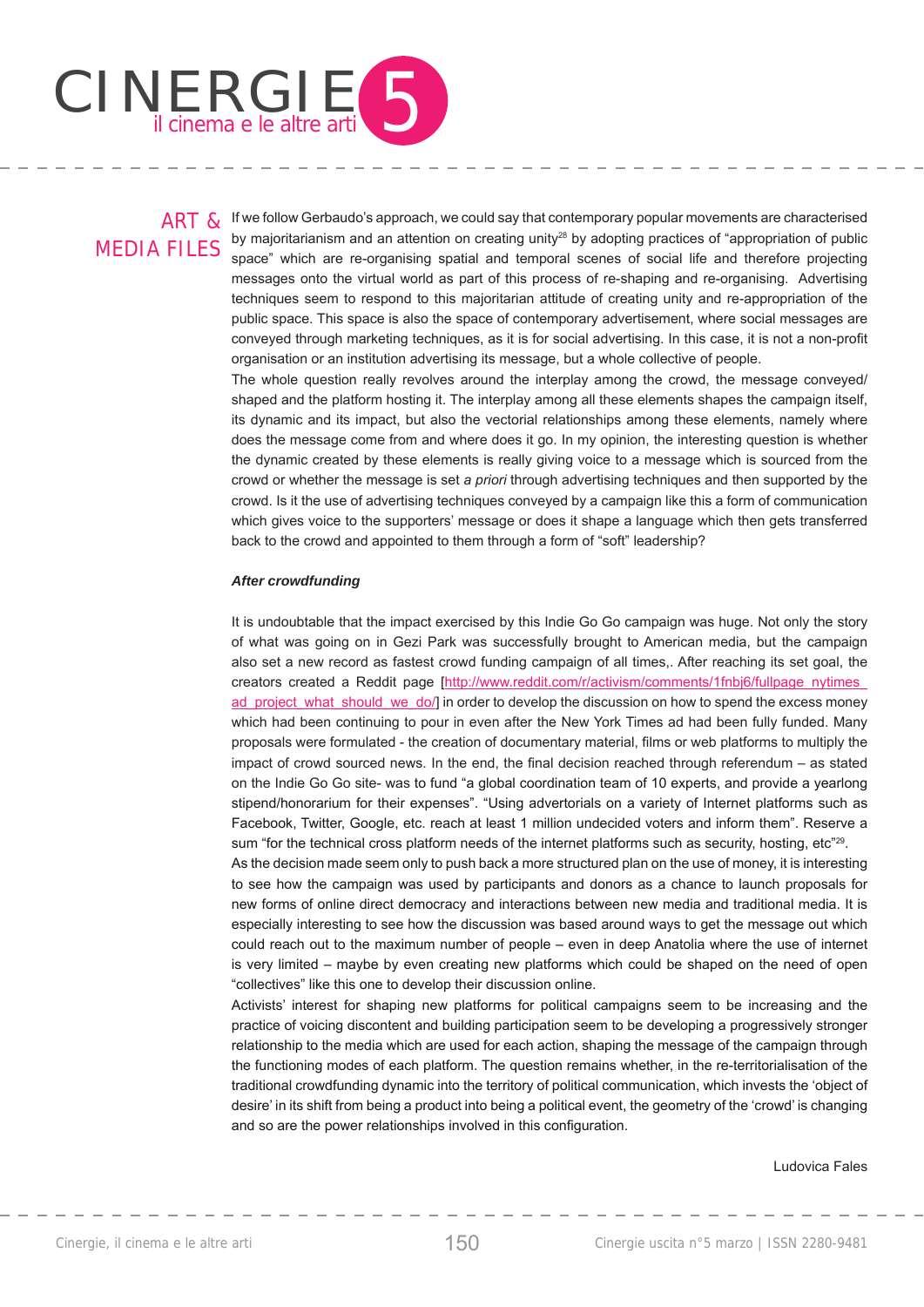If we follow Gerbaudo's approach, we could say that contemporary popular movements are characterised by majoritarianism and an attention on creating unity[28] by adopting practices of "appropriation of public space" which are re-organising spatial and temporal scenes of social life and therefore projecting messages onto the virtual world as part of this process of re-shaping and re-organising. Advertising techniques seem to respond to this majoritarian attitude of creating unity and re-appropriation of the public space. This space is also the space of contemporary advertisement, where social messages are conveyed through marketing techniques, as it is for social advertising. In this case, it is not a non-profit organisation or an institution advertising its message, but a whole collective of people.

The whole question really revolves around the interplay among the crowd, the message conveyed/shaped and the platform hosting it. The interplay among all these elements shapes the campaign itself, its dynamic and its impact, but also the vectorial relationships among these elements, namely where does the message come from and where does it go. In my opinion, the interesting question is whether the dynamic created by these elements is really giving voice to a message which is sourced from the crowd or whether the message is set *a priori* through advertising techniques and then supported by the crowd. Is it the use of advertising techniques conveyed by a campaign like this a form of communication which gives voice to the supporters' message or does it shape a language which then gets transferred back to the crowd and appointed to them through a form of "soft" leadership?

### *After crowdfunding*

It is undoubtable that the impact exercised by this Indie Go Go campaign was huge. Not only the story of what was going on in Gezi Park was successfully brought to American media, but the campaign also set a new record as fastest crowd funding campaign of all times,. After reaching its set goal, the creators created a Reddit page [http://www.reddit.com/r/activism/comments/1fnbj6/fullpage_nytimes_ad_project_what_should_we_do/] in order to develop the discussion on how to spend the excess money which had been continuing to pour in even after the New York Times ad had been fully funded. Many proposals were formulated - the creation of documentary material, films or web platforms to multiply the impact of crowd sourced news. In the end, the final decision reached through referendum – as stated on the Indie Go Go site- was to fund "a global coordination team of 10 experts, and provide a yearlong stipend/honorarium for their expenses". "Using advertorials on a variety of Internet platforms such as Facebook, Twitter, Google, etc. reach at least 1 million undecided voters and inform them". Reserve a sum "for the technical cross platform needs of the internet platforms such as security, hosting, etc"[29].

As the decision made seem only to push back a more structured plan on the use of money, it is interesting to see how the campaign was used by participants and donors as a chance to launch proposals for new forms of online direct democracy and interactions between new media and traditional media. It is especially interesting to see how the discussion was based around ways to get the message out which could reach out to the maximum number of people – even in deep Anatolia where the use of internet is very limited – maybe by even creating new platforms which could be shaped on the need of open "collectives" like this one to develop their discussion online.

Activists' interest for shaping new platforms for political campaigns seem to be increasing and the practice of voicing discontent and building participation seem to be developing a progressively stronger relationship to the media which are used for each action, shaping the message of the campaign through the functioning modes of each platform. The question remains whether, in the re-territorialisation of the traditional crowdfunding dynamic into the territory of political communication, which invests the 'object of desire' in its shift from being a product into being a political event, the geometry of the 'crowd' is changing and so are the power relationships involved in this configuration.

Ludovica Fales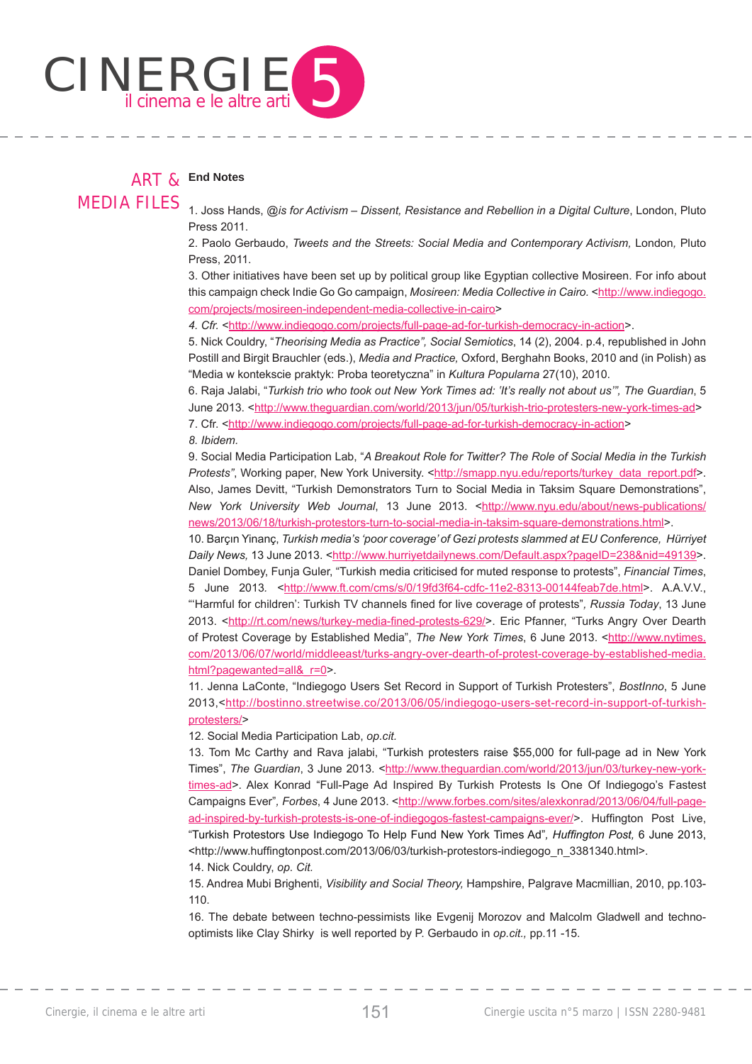## End Notes

1. Joss Hands, *@is for Activism – Dissent, Resistance and Rebellion in a Digital Culture*, London, Pluto Press 2011.

2. Paolo Gerbaudo, *Tweets and the Streets: Social Media and Contemporary Activism,* London, Pluto Press, 2011.

3. Other initiatives have been set up by political group like Egyptian collective Mosireen. For info about this campaign check Indie Go Go campaign, *Mosireen: Media Collective in Cairo.* <http://www.indiegogo.com/projects/mosireen-independent-media-collective-in-cairo>

*4. Cfr.* <http://www.indiegogo.com/projects/full-page-ad-for-turkish-democracy-in-action>.

5. Nick Couldry, "*Theorising Media as Practice", Social Semiotics*, 14 (2), 2004. p.4, republished in John Postill and Birgit Brauchler (eds.), *Media and Practice,* Oxford, Berghahn Books, 2010 and (in Polish) as "Media w kontekscie praktyk: Proba teoretyczna" in *Kultura Popularna* 27(10), 2010.

6. Raja Jalabi, "*Turkish trio who took out New York Times ad: 'It's really not about us'", The Guardian*, 5 June 2013. <http://www.theguardian.com/world/2013/jun/05/turkish-trio-protesters-new-york-times-ad>

7. Cfr. <http://www.indiegogo.com/projects/full-page-ad-for-turkish-democracy-in-action>

*8. Ibidem.*

9. Social Media Participation Lab, "*A Breakout Role for Twitter? The Role of Social Media in the Turkish Protests"*, Working paper, New York University. <http://smapp.nyu.edu/reports/turkey_data_report.pdf>. Also, James Devitt, "Turkish Demonstrators Turn to Social Media in Taksim Square Demonstrations", *New York University Web Journal*, 13 June 2013. <http://www.nyu.edu/about/news-publications/news/2013/06/18/turkish-protestors-turn-to-social-media-in-taksim-square-demonstrations.html>.

10. Barçın Yinanç, *Turkish media's 'poor coverage' of Gezi protests slammed at EU Conference, Hürriyet Daily News,* 13 June 2013. <http://www.hurriyetdailynews.com/Default.aspx?pageID=238&nid=49139>. Daniel Dombey, Funja Guler, "Turkish media criticised for muted response to protests", *Financial Times*, 5 June 2013. <http://www.ft.com/cms/s/0/19fd3f64-cdfc-11e2-8313-00144feab7de.html>. A.A.V.V., "'Harmful for children': Turkish TV channels fined for live coverage of protests"*, Russia Today*, 13 June 2013. <http://rt.com/news/turkey-media-fined-protests-629/>. Eric Pfanner, "Turks Angry Over Dearth of Protest Coverage by Established Media", *The New York Times*, 6 June 2013. <http://www.nytimes.com/2013/06/07/world/middleeast/turks-angry-over-dearth-of-protest-coverage-by-established-media.html?pagewanted=all&_r=0>.

11. Jenna LaConte, "Indiegogo Users Set Record in Support of Turkish Protesters", *BostInno*, 5 June 2013,<http://bostinno.streetwise.co/2013/06/05/indiegogo-users-set-record-in-support-of-turkish-protesters/>

12. Social Media Participation Lab, *op.cit.*

13. Tom Mc Carthy and Rava jalabi, "Turkish protesters raise $55,000 for full-page ad in New York Times", *The Guardian*, 3 June 2013. <http://www.theguardian.com/world/2013/jun/03/turkey-new-york-times-ad>. Alex Konrad "Full-Page Ad Inspired By Turkish Protests Is One Of Indiegogo's Fastest Campaigns Ever", *Forbes*, 4 June 2013. <http://www.forbes.com/sites/alexkonrad/2013/06/04/full-page-ad-inspired-by-turkish-protests-is-one-of-indiegogos-fastest-campaigns-ever/>. Huffington Post Live, "Turkish Protestors Use Indiegogo To Help Fund New York Times Ad"*, Huffington Post,* 6 June 2013, <http://www.huffingtonpost.com/2013/06/03/turkish-protestors-indiegogo_n_3381340.html>.

14. Nick Couldry, *op. Cit.*

15. Andrea Mubi Brighenti, *Visibility and Social Theory,* Hampshire, Palgrave Macmillian, 2010, pp.103-110.

16. The debate between techno-pessimists like Evgenij Morozov and Malcolm Gladwell and techno-optimists like Clay Shirky is well reported by P. Gerbaudo in *op.cit.,* pp.11 -15.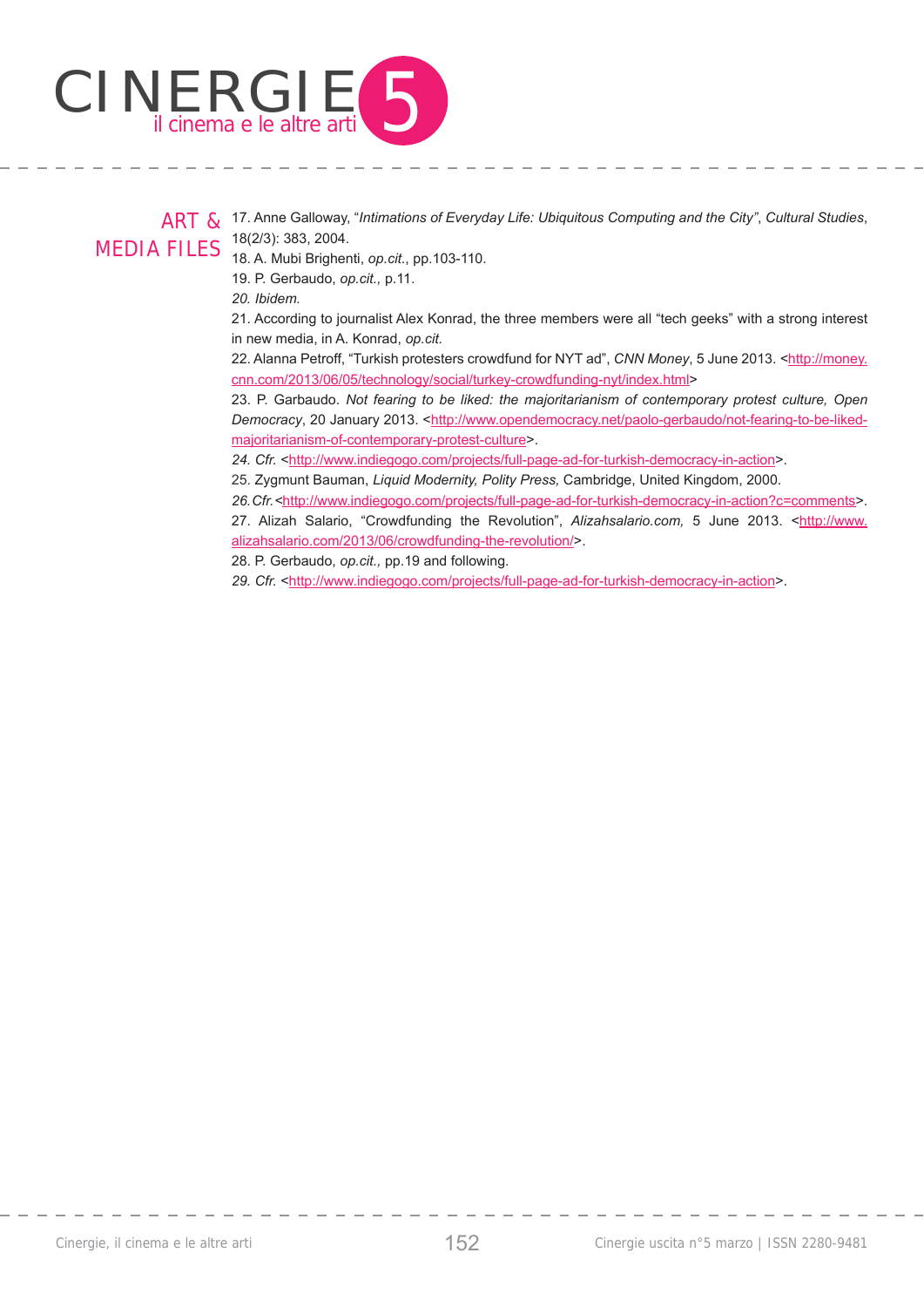17. Anne Galloway, "*Intimations of Everyday Life: Ubiquitous Computing and the City*", *Cultural Studies*, 18(2/3): 383, 2004.

18. A. Mubi Brighenti, *op.cit.*, pp.103-110.

19. P. Gerbaudo, *op.cit.,* p.11.

*20. Ibidem.*

21. According to journalist Alex Konrad, the three members were all "tech geeks" with a strong interest in new media, in A. Konrad, *op.cit.*

22. Alanna Petroff, "Turkish protesters crowdfund for NYT ad", *CNN Money*, 5 June 2013. <http://money.cnn.com/2013/06/05/technology/social/turkey-crowdfunding-nyt/index.html>

23. P. Garbaudo. *Not fearing to be liked: the majoritarianism of contemporary protest culture, Open Democracy*, 20 January 2013. <http://www.opendemocracy.net/paolo-gerbaudo/not-fearing-to-be-liked-majoritarianism-of-contemporary-protest-culture>.

*24. Cfr.* <http://www.indiegogo.com/projects/full-page-ad-for-turkish-democracy-in-action>.

25. Zygmunt Bauman, *Liquid Modernity, Polity Press,* Cambridge, United Kingdom, 2000.

*26. Cfr.* <http://www.indiegogo.com/projects/full-page-ad-for-turkish-democracy-in-action?c=comments>.

27. Alizah Salario, "Crowdfunding the Revolution", *Alizahsalario.com,* 5 June 2013. <http://www.alizahsalario.com/2013/06/crowdfunding-the-revolution/>.

28. P. Gerbaudo, *op.cit.,* pp.19 and following.

*29. Cfr.* <http://www.indiegogo.com/projects/full-page-ad-for-turkish-democracy-in-action>.